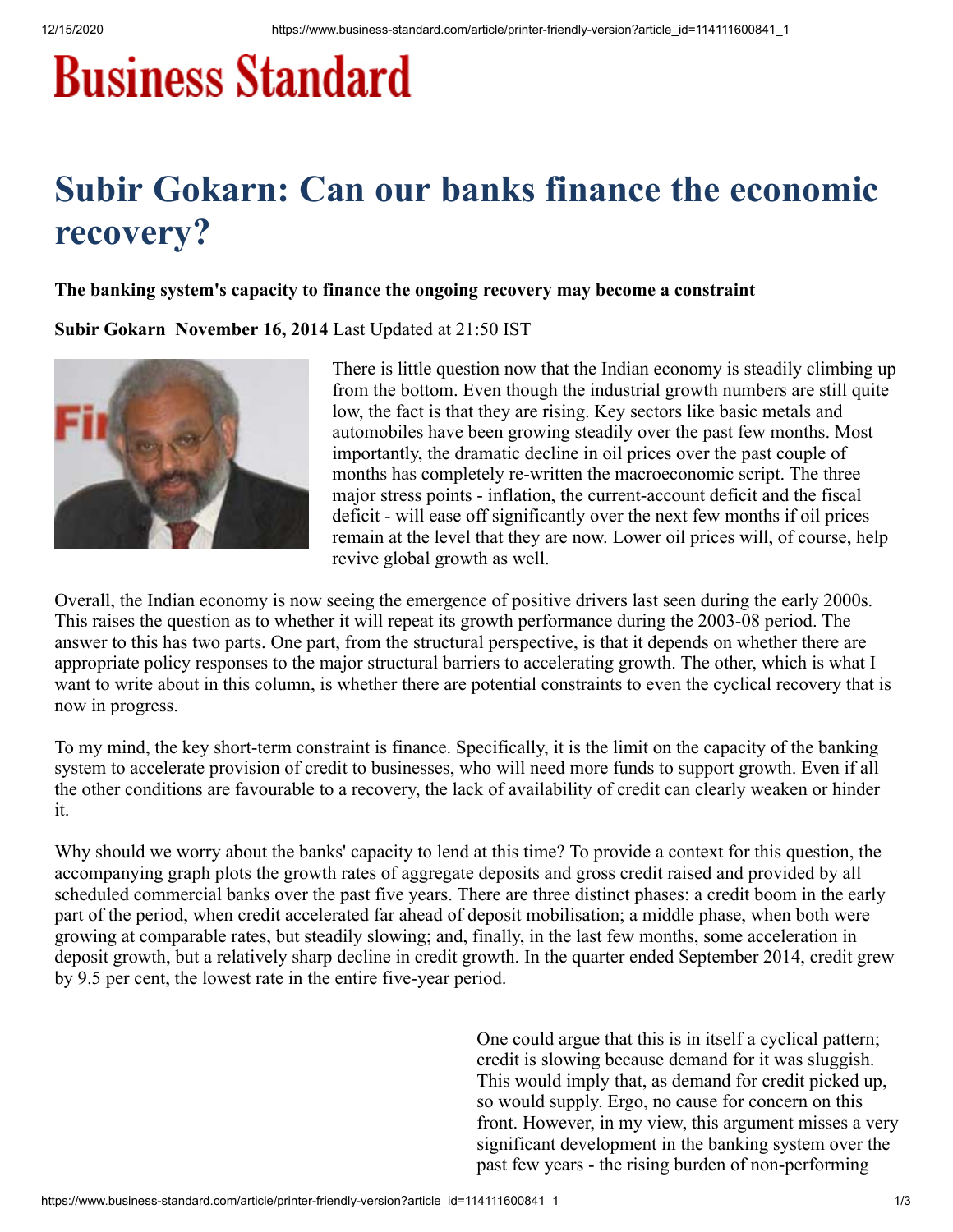# Business Standard

# Subir Gokarn: Can our banks finance the economic recovery?

**The banking system's capacity to finance the ongoing recovery may become a constraint**

**Subir Gokarn November 16, 2014** Last Updated at 21:50 IST

There is little question now that the Indian economy is steadily climbing up from the bottom. Even though the industrial growth numbers are still quite low, the fact is that they are rising. Key sectors like basic metals and automobiles have been growing steadily over the past few months. Most importantly, the dramatic decline in oil prices over the past couple of months has completely re-written the macroeconomic script. The three major stress points - inflation, the current-account deficit and the fiscal deficit - will ease off significantly over the next few months if oil prices remain at the level that they are now. Lower oil prices will, of course, help revive global growth as well.

Overall, the Indian economy is now seeing the emergence of positive drivers last seen during the early 2000s. This raises the question as to whether it will repeat its growth performance during the 2003-08 period. The answer to this has two parts. One part, from the structural perspective, is that it depends on whether there are appropriate policy responses to the major structural barriers to accelerating growth. The other, which is what I want to write about in this column, is whether there are potential constraints to even the cyclical recovery that is now in progress.

To my mind, the key short-term constraint is finance. Specifically, it is the limit on the capacity of the banking system to accelerate provision of credit to businesses, who will need more funds to support growth. Even if all the other conditions are favourable to a recovery, the lack of availability of credit can clearly weaken or hinder it.

Why should we worry about the banks' capacity to lend at this time? To provide a context for this question, the accompanying graph plots the growth rates of aggregate deposits and gross credit raised and provided by all scheduled commercial banks over the past five years. There are three distinct phases: a credit boom in the early part of the period, when credit accelerated far ahead of deposit mobilisation; a middle phase, when both were growing at comparable rates, but steadily slowing; and, finally, in the last few months, some acceleration in deposit growth, but a relatively sharp decline in credit growth. In the quarter ended September 2014, credit grew by 9.5 per cent, the lowest rate in the entire five-year period.

One could argue that this is in itself a cyclical pattern; credit is slowing because demand for it was sluggish. This would imply that, as demand for credit picked up, so would supply. Ergo, no cause for concern on this front. However, in my view, this argument misses a very significant development in the banking system over the past few years - the rising burden of non-performing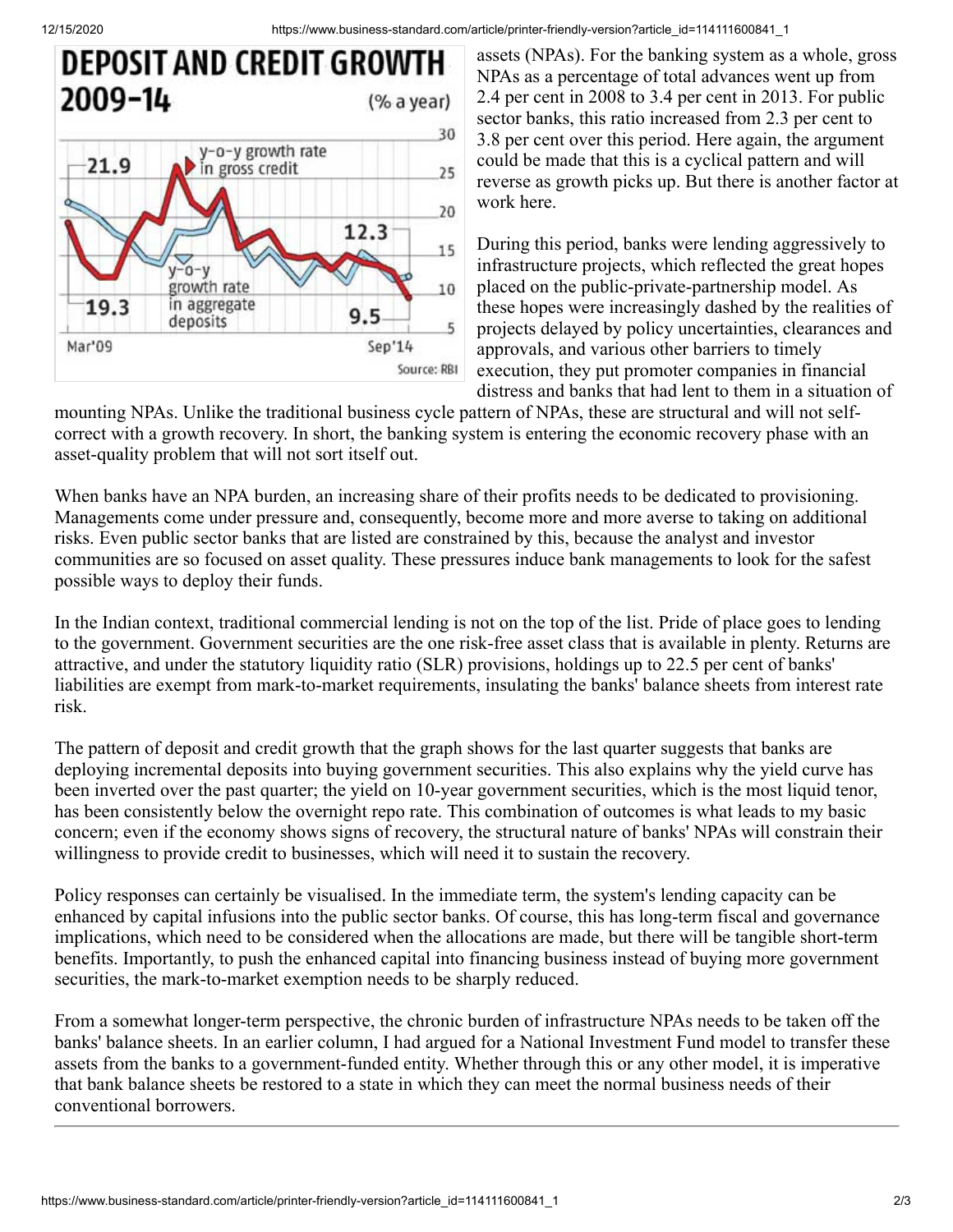**DEPOSIT AND CREDIT GROWTH 2009-14** (% a year)

y-o-y growth rate in gross credit: 21.9 (Mar'09), 12.3 (Sep'14)

y-o-y growth rate in aggregate deposits: 19.3 (Mar'09), 9.5 (Sep'14)

Source: RBI

assets (NPAs). For the banking system as a whole, gross NPAs as a percentage of total advances went up from 2.4 per cent in 2008 to 3.4 per cent in 2013. For public sector banks, this ratio increased from 2.3 per cent to 3.8 per cent over this period. Here again, the argument could be made that this is a cyclical pattern and will reverse as growth picks up. But there is another factor at work here.

During this period, banks were lending aggressively to infrastructure projects, which reflected the great hopes placed on the public-private-partnership model. As these hopes were increasingly dashed by the realities of projects delayed by policy uncertainties, clearances and approvals, and various other barriers to timely execution, they put promoter companies in financial distress and banks that had lent to them in a situation of mounting NPAs. Unlike the traditional business cycle pattern of NPAs, these are structural and will not self-correct with a growth recovery. In short, the banking system is entering the economic recovery phase with an asset-quality problem that will not sort itself out.

When banks have an NPA burden, an increasing share of their profits needs to be dedicated to provisioning. Managements come under pressure and, consequently, become more and more averse to taking on additional risks. Even public sector banks that are listed are constrained by this, because the analyst and investor communities are so focused on asset quality. These pressures induce bank managements to look for the safest possible ways to deploy their funds.

In the Indian context, traditional commercial lending is not on the top of the list. Pride of place goes to lending to the government. Government securities are the one risk-free asset class that is available in plenty. Returns are attractive, and under the statutory liquidity ratio (SLR) provisions, holdings up to 22.5 per cent of banks' liabilities are exempt from mark-to-market requirements, insulating the banks' balance sheets from interest rate risk.

The pattern of deposit and credit growth that the graph shows for the last quarter suggests that banks are deploying incremental deposits into buying government securities. This also explains why the yield curve has been inverted over the past quarter; the yield on 10-year government securities, which is the most liquid tenor, has been consistently below the overnight repo rate. This combination of outcomes is what leads to my basic concern; even if the economy shows signs of recovery, the structural nature of banks' NPAs will constrain their willingness to provide credit to businesses, which will need it to sustain the recovery.

Policy responses can certainly be visualised. In the immediate term, the system's lending capacity can be enhanced by capital infusions into the public sector banks. Of course, this has long-term fiscal and governance implications, which need to be considered when the allocations are made, but there will be tangible short-term benefits. Importantly, to push the enhanced capital into financing business instead of buying more government securities, the mark-to-market exemption needs to be sharply reduced.

From a somewhat longer-term perspective, the chronic burden of infrastructure NPAs needs to be taken off the banks' balance sheets. In an earlier column, I had argued for a National Investment Fund model to transfer these assets from the banks to a government-funded entity. Whether through this or any other model, it is imperative that bank balance sheets be restored to a state in which they can meet the normal business needs of their conventional borrowers.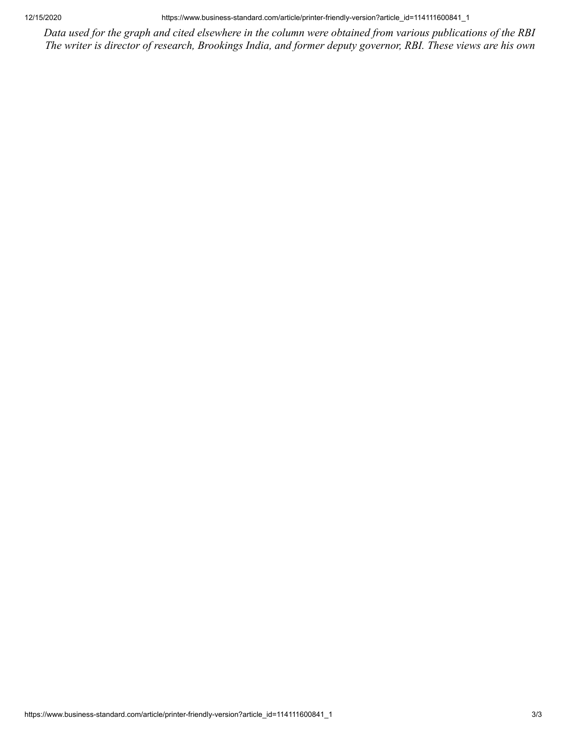*Data used for the graph and cited elsewhere in the column were obtained from various publications of the RBI*
*The writer is director of research, Brookings India, and former deputy governor, RBI. These views are his own*